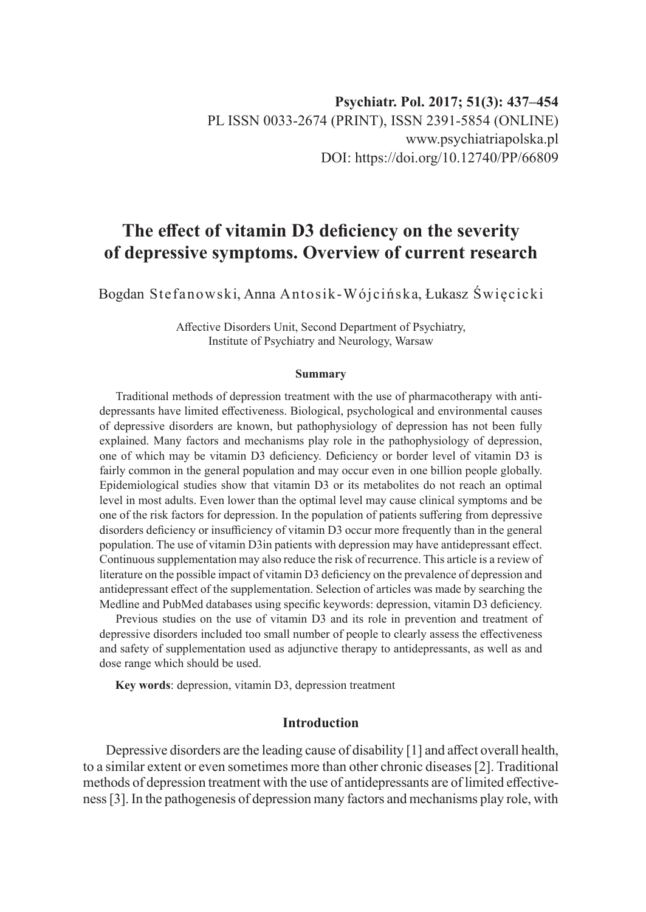Psychiatr. Pol. 2017; 51(3): 437–454
PL ISSN 0033-2674 (PRINT), ISSN 2391-5854 (ONLINE)
www.psychiatriapolska.pl
DOI: https://doi.org/10.12740/PP/66809

# The effect of vitamin D3 deficiency on the severity of depressive symptoms. Overview of current research

Bogdan Stefanowski, Anna Antosik-Wójcińska, Łukasz Święcicki

Affective Disorders Unit, Second Department of Psychiatry,
Institute of Psychiatry and Neurology, Warsaw

**Summary**

Traditional methods of depression treatment with the use of pharmacotherapy with antidepressants have limited effectiveness. Biological, psychological and environmental causes of depressive disorders are known, but pathophysiology of depression has not been fully explained. Many factors and mechanisms play role in the pathophysiology of depression, one of which may be vitamin D3 deficiency. Deficiency or border level of vitamin D3 is fairly common in the general population and may occur even in one billion people globally. Epidemiological studies show that vitamin D3 or its metabolites do not reach an optimal level in most adults. Even lower than the optimal level may cause clinical symptoms and be one of the risk factors for depression. In the population of patients suffering from depressive disorders deficiency or insufficiency of vitamin D3 occur more frequently than in the general population. The use of vitamin D3in patients with depression may have antidepressant effect. Continuous supplementation may also reduce the risk of recurrence. This article is a review of literature on the possible impact of vitamin D3 deficiency on the prevalence of depression and antidepressant effect of the supplementation. Selection of articles was made by searching the Medline and PubMed databases using specific keywords: depression, vitamin D3 deficiency.

Previous studies on the use of vitamin D3 and its role in prevention and treatment of depressive disorders included too small number of people to clearly assess the effectiveness and safety of supplementation used as adjunctive therapy to antidepressants, as well as and dose range which should be used.

**Key words**: depression, vitamin D3, depression treatment

## Introduction

Depressive disorders are the leading cause of disability [1] and affect overall health, to a similar extent or even sometimes more than other chronic diseases [2]. Traditional methods of depression treatment with the use of antidepressants are of limited effectiveness [3]. In the pathogenesis of depression many factors and mechanisms play role, with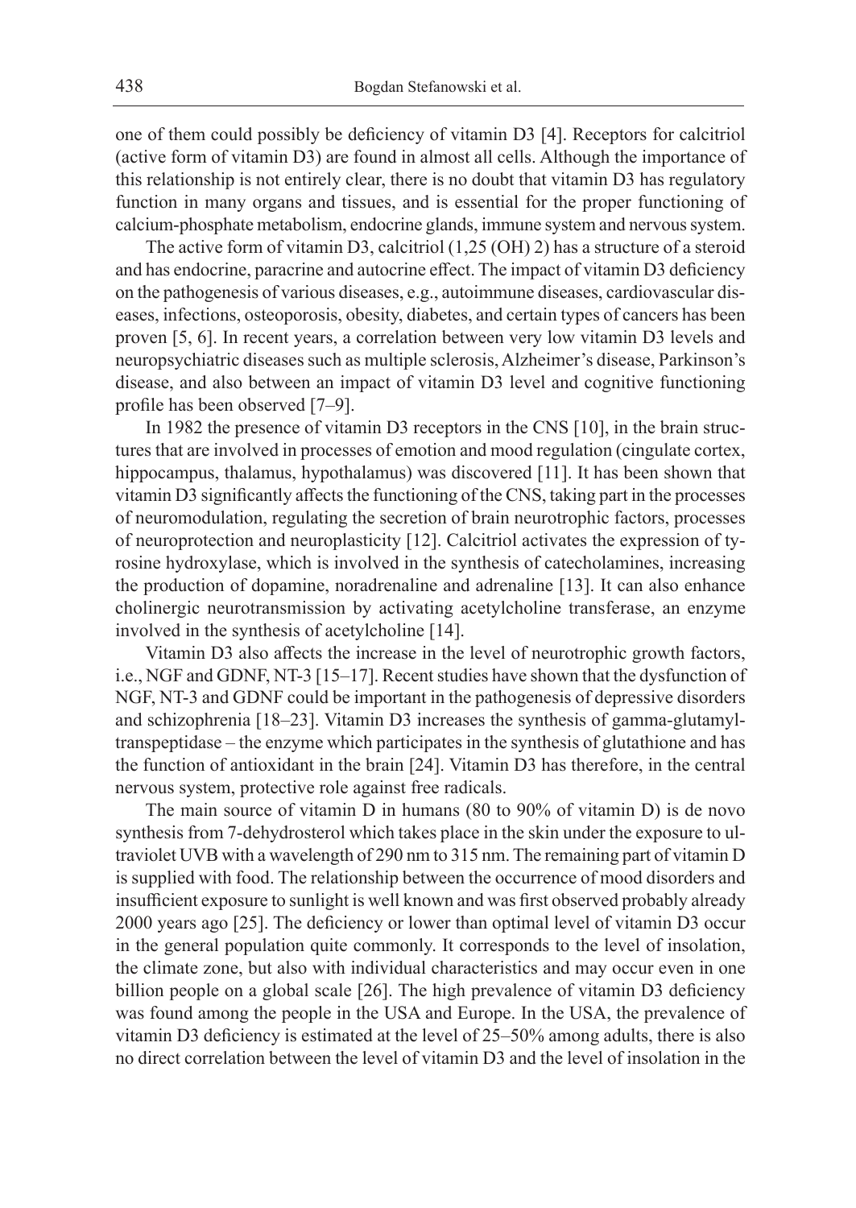one of them could possibly be deficiency of vitamin D3 [4]. Receptors for calcitriol (active form of vitamin D3) are found in almost all cells. Although the importance of this relationship is not entirely clear, there is no doubt that vitamin D3 has regulatory function in many organs and tissues, and is essential for the proper functioning of calcium-phosphate metabolism, endocrine glands, immune system and nervous system.

The active form of vitamin D3, calcitriol (1,25 (OH) 2) has a structure of a steroid and has endocrine, paracrine and autocrine effect. The impact of vitamin D3 deficiency on the pathogenesis of various diseases, e.g., autoimmune diseases, cardiovascular diseases, infections, osteoporosis, obesity, diabetes, and certain types of cancers has been proven [5, 6]. In recent years, a correlation between very low vitamin D3 levels and neuropsychiatric diseases such as multiple sclerosis, Alzheimer's disease, Parkinson's disease, and also between an impact of vitamin D3 level and cognitive functioning profile has been observed [7–9].

In 1982 the presence of vitamin D3 receptors in the CNS [10], in the brain structures that are involved in processes of emotion and mood regulation (cingulate cortex, hippocampus, thalamus, hypothalamus) was discovered [11]. It has been shown that vitamin D3 significantly affects the functioning of the CNS, taking part in the processes of neuromodulation, regulating the secretion of brain neurotrophic factors, processes of neuroprotection and neuroplasticity [12]. Calcitriol activates the expression of tyrosine hydroxylase, which is involved in the synthesis of catecholamines, increasing the production of dopamine, noradrenaline and adrenaline [13]. It can also enhance cholinergic neurotransmission by activating acetylcholine transferase, an enzyme involved in the synthesis of acetylcholine [14].

Vitamin D3 also affects the increase in the level of neurotrophic growth factors, i.e., NGF and GDNF, NT-3 [15–17]. Recent studies have shown that the dysfunction of NGF, NT-3 and GDNF could be important in the pathogenesis of depressive disorders and schizophrenia [18–23]. Vitamin D3 increases the synthesis of gamma-glutamyltranspeptidase – the enzyme which participates in the synthesis of glutathione and has the function of antioxidant in the brain [24]. Vitamin D3 has therefore, in the central nervous system, protective role against free radicals.

The main source of vitamin D in humans (80 to 90% of vitamin D) is de novo synthesis from 7-dehydrosterol which takes place in the skin under the exposure to ultraviolet UVB with a wavelength of 290 nm to 315 nm. The remaining part of vitamin D is supplied with food. The relationship between the occurrence of mood disorders and insufficient exposure to sunlight is well known and was first observed probably already 2000 years ago [25]. The deficiency or lower than optimal level of vitamin D3 occur in the general population quite commonly. It corresponds to the level of insolation, the climate zone, but also with individual characteristics and may occur even in one billion people on a global scale [26]. The high prevalence of vitamin D3 deficiency was found among the people in the USA and Europe. In the USA, the prevalence of vitamin D3 deficiency is estimated at the level of 25–50% among adults, there is also no direct correlation between the level of vitamin D3 and the level of insolation in the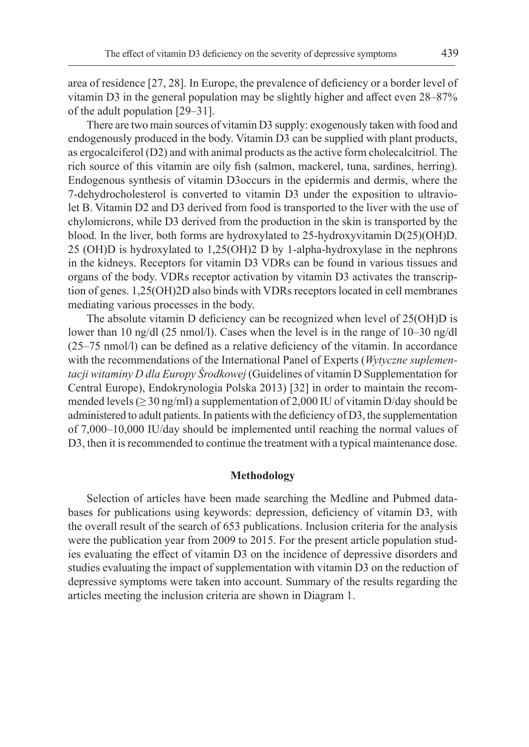area of residence [27, 28]. In Europe, the prevalence of deficiency or a border level of vitamin D3 in the general population may be slightly higher and affect even 28–87% of the adult population [29–31].

There are two main sources of vitamin D3 supply: exogenously taken with food and endogenously produced in the body. Vitamin D3 can be supplied with plant products, as ergocalciferol (D2) and with animal products as the active form cholecalcitriol. The rich source of this vitamin are oily fish (salmon, mackerel, tuna, sardines, herring). Endogenous synthesis of vitamin D3occurs in the epidermis and dermis, where the 7-dehydrocholesterol is converted to vitamin D3 under the exposition to ultraviolet B. Vitamin D2 and D3 derived from food is transported to the liver with the use of chylomicrons, while D3 derived from the production in the skin is transported by the blood. In the liver, both forms are hydroxylated to 25-hydroxyvitamin D(25)(OH)D. 25 (OH)D is hydroxylated to 1,25(OH)2 D by 1-alpha-hydroxylase in the nephrons in the kidneys. Receptors for vitamin D3 VDRs can be found in various tissues and organs of the body. VDRs receptor activation by vitamin D3 activates the transcription of genes. 1,25(OH)2D also binds with VDRs receptors located in cell membranes mediating various processes in the body.

The absolute vitamin D deficiency can be recognized when level of 25(OH)D is lower than 10 ng/dl (25 nmol/l). Cases when the level is in the range of 10–30 ng/dl (25–75 nmol/l) can be defined as a relative deficiency of the vitamin. In accordance with the recommendations of the International Panel of Experts (*Wytyczne suplementacji witaminy D dla Europy Środkowej* (Guidelines of vitamin D Supplementation for Central Europe), Endokrynologia Polska 2013) [32] in order to maintain the recommended levels ($\geq$ 30 ng/ml) a supplementation of 2,000 IU of vitamin D/day should be administered to adult patients. In patients with the deficiency of D3, the supplementation of 7,000–10,000 IU/day should be implemented until reaching the normal values of D3, then it is recommended to continue the treatment with a typical maintenance dose.

## Methodology

Selection of articles have been made searching the Medline and Pubmed databases for publications using keywords: depression, deficiency of vitamin D3, with the overall result of the search of 653 publications. Inclusion criteria for the analysis were the publication year from 2009 to 2015. For the present article population studies evaluating the effect of vitamin D3 on the incidence of depressive disorders and studies evaluating the impact of supplementation with vitamin D3 on the reduction of depressive symptoms were taken into account. Summary of the results regarding the articles meeting the inclusion criteria are shown in Diagram 1.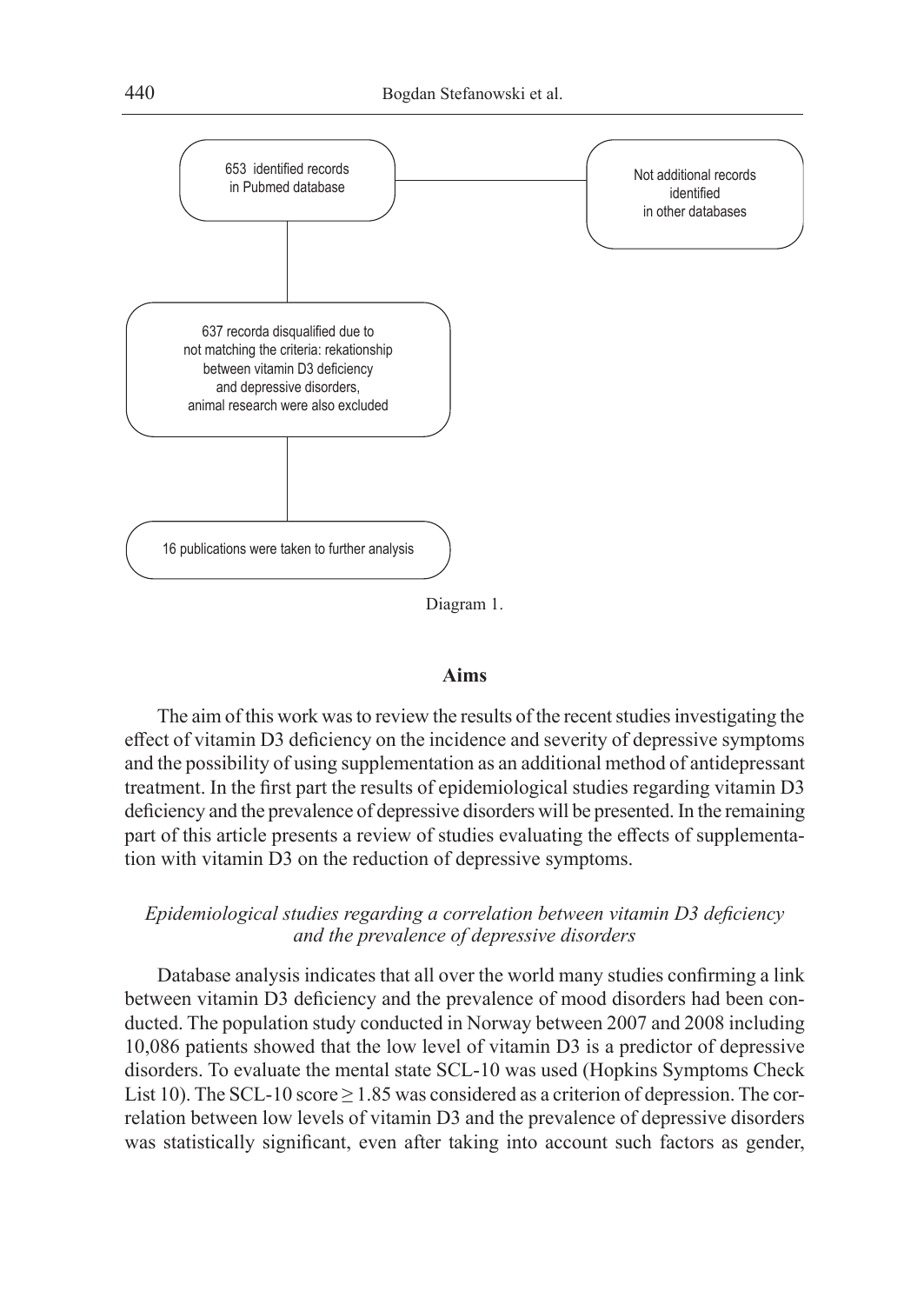653 identified records in Pubmed database

Not additional records identified in other databases

637 recorda disqualified due to not matching the criteria: rekationship between vitamin D3 deficiency and depressive disorders, animal research were also excluded

16 publications were taken to further analysis

Diagram 1.

## Aims

The aim of this work was to review the results of the recent studies investigating the effect of vitamin D3 deficiency on the incidence and severity of depressive symptoms and the possibility of using supplementation as an additional method of antidepressant treatment. In the first part the results of epidemiological studies regarding vitamin D3 deficiency and the prevalence of depressive disorders will be presented. In the remaining part of this article presents a review of studies evaluating the effects of supplementation with vitamin D3 on the reduction of depressive symptoms.

### *Epidemiological studies regarding a correlation between vitamin D3 deficiency and the prevalence of depressive disorders*

Database analysis indicates that all over the world many studies confirming a link between vitamin D3 deficiency and the prevalence of mood disorders had been conducted. The population study conducted in Norway between 2007 and 2008 including 10,086 patients showed that the low level of vitamin D3 is a predictor of depressive disorders. To evaluate the mental state SCL-10 was used (Hopkins Symptoms Check List 10). The SCL-10 score $\geq 1.85$ was considered as a criterion of depression. The correlation between low levels of vitamin D3 and the prevalence of depressive disorders was statistically significant, even after taking into account such factors as gender,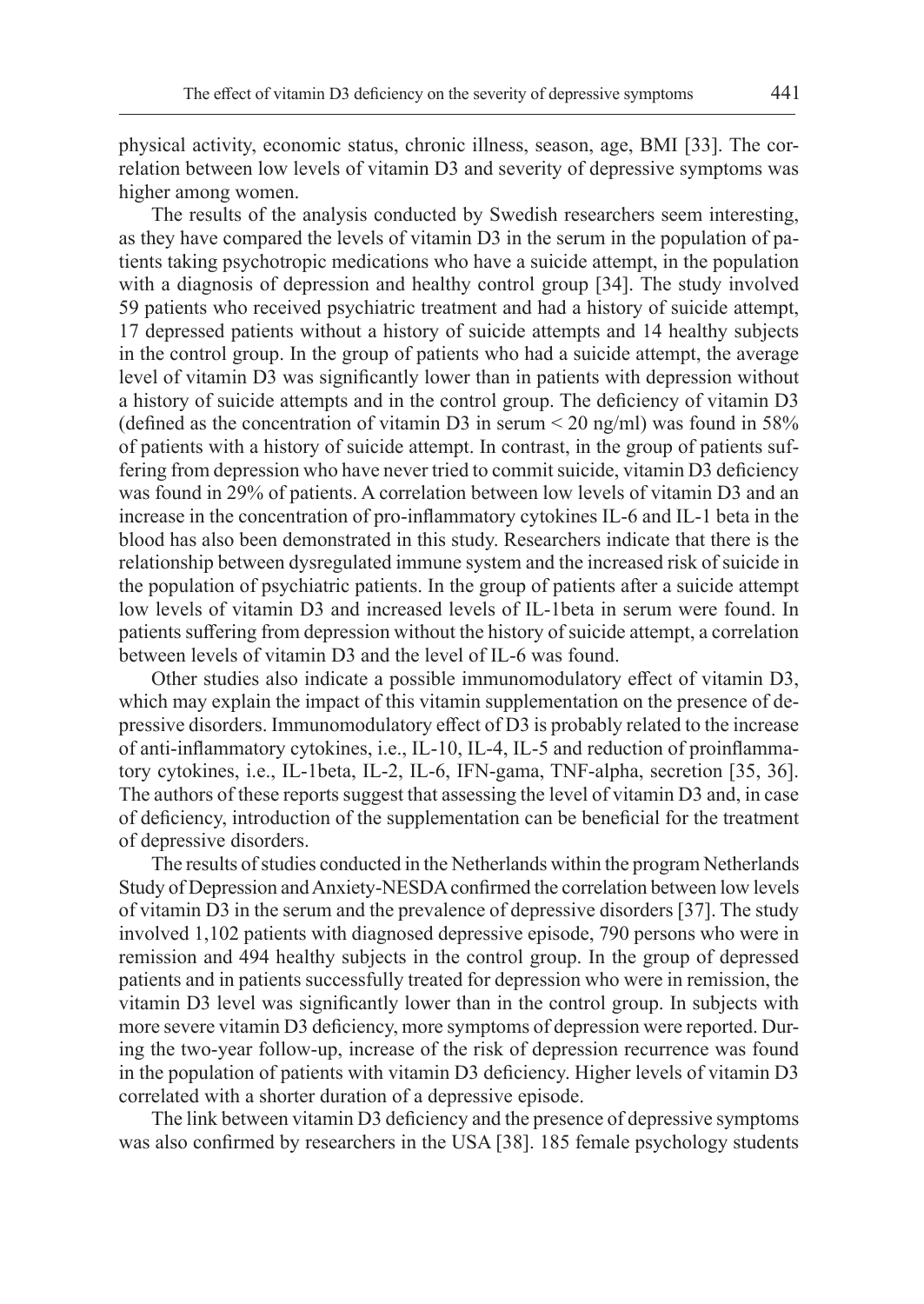physical activity, economic status, chronic illness, season, age, BMI [33]. The correlation between low levels of vitamin D3 and severity of depressive symptoms was higher among women.

The results of the analysis conducted by Swedish researchers seem interesting, as they have compared the levels of vitamin D3 in the serum in the population of patients taking psychotropic medications who have a suicide attempt, in the population with a diagnosis of depression and healthy control group [34]. The study involved 59 patients who received psychiatric treatment and had a history of suicide attempt, 17 depressed patients without a history of suicide attempts and 14 healthy subjects in the control group. In the group of patients who had a suicide attempt, the average level of vitamin D3 was significantly lower than in patients with depression without a history of suicide attempts and in the control group. The deficiency of vitamin D3 (defined as the concentration of vitamin D3 in serum < 20 ng/ml) was found in 58% of patients with a history of suicide attempt. In contrast, in the group of patients suffering from depression who have never tried to commit suicide, vitamin D3 deficiency was found in 29% of patients. A correlation between low levels of vitamin D3 and an increase in the concentration of pro-inflammatory cytokines IL-6 and IL-1 beta in the blood has also been demonstrated in this study. Researchers indicate that there is the relationship between dysregulated immune system and the increased risk of suicide in the population of psychiatric patients. In the group of patients after a suicide attempt low levels of vitamin D3 and increased levels of IL-1beta in serum were found. In patients suffering from depression without the history of suicide attempt, a correlation between levels of vitamin D3 and the level of IL-6 was found.

Other studies also indicate a possible immunomodulatory effect of vitamin D3, which may explain the impact of this vitamin supplementation on the presence of depressive disorders. Immunomodulatory effect of D3 is probably related to the increase of anti-inflammatory cytokines, i.e., IL-10, IL-4, IL-5 and reduction of proinflammatory cytokines, i.e., IL-1beta, IL-2, IL-6, IFN-gama, TNF-alpha, secretion [35, 36]. The authors of these reports suggest that assessing the level of vitamin D3 and, in case of deficiency, introduction of the supplementation can be beneficial for the treatment of depressive disorders.

The results of studies conducted in the Netherlands within the program Netherlands Study of Depression and Anxiety-NESDA confirmed the correlation between low levels of vitamin D3 in the serum and the prevalence of depressive disorders [37]. The study involved 1,102 patients with diagnosed depressive episode, 790 persons who were in remission and 494 healthy subjects in the control group. In the group of depressed patients and in patients successfully treated for depression who were in remission, the vitamin D3 level was significantly lower than in the control group. In subjects with more severe vitamin D3 deficiency, more symptoms of depression were reported. During the two-year follow-up, increase of the risk of depression recurrence was found in the population of patients with vitamin D3 deficiency. Higher levels of vitamin D3 correlated with a shorter duration of a depressive episode.

The link between vitamin D3 deficiency and the presence of depressive symptoms was also confirmed by researchers in the USA [38]. 185 female psychology students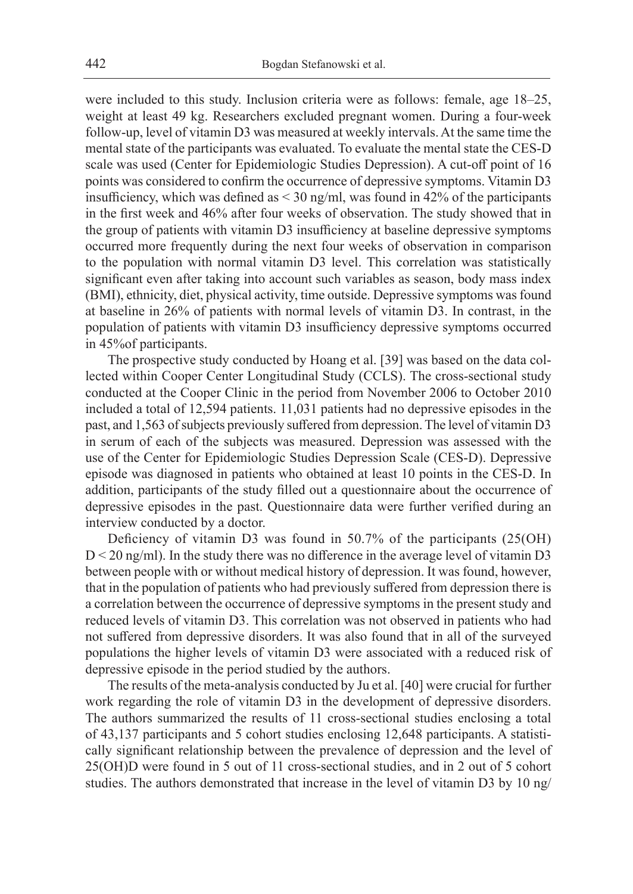were included to this study. Inclusion criteria were as follows: female, age 18–25, weight at least 49 kg. Researchers excluded pregnant women. During a four-week follow-up, level of vitamin D3 was measured at weekly intervals. At the same time the mental state of the participants was evaluated. To evaluate the mental state the CES-D scale was used (Center for Epidemiologic Studies Depression). A cut-off point of 16 points was considered to confirm the occurrence of depressive symptoms. Vitamin D3 insufficiency, which was defined as < 30 ng/ml, was found in 42% of the participants in the first week and 46% after four weeks of observation. The study showed that in the group of patients with vitamin D3 insufficiency at baseline depressive symptoms occurred more frequently during the next four weeks of observation in comparison to the population with normal vitamin D3 level. This correlation was statistically significant even after taking into account such variables as season, body mass index (BMI), ethnicity, diet, physical activity, time outside. Depressive symptoms was found at baseline in 26% of patients with normal levels of vitamin D3. In contrast, in the population of patients with vitamin D3 insufficiency depressive symptoms occurred in 45%of participants.

The prospective study conducted by Hoang et al. [39] was based on the data collected within Cooper Center Longitudinal Study (CCLS). The cross-sectional study conducted at the Cooper Clinic in the period from November 2006 to October 2010 included a total of 12,594 patients. 11,031 patients had no depressive episodes in the past, and 1,563 of subjects previously suffered from depression. The level of vitamin D3 in serum of each of the subjects was measured. Depression was assessed with the use of the Center for Epidemiologic Studies Depression Scale (CES-D). Depressive episode was diagnosed in patients who obtained at least 10 points in the CES-D. In addition, participants of the study filled out a questionnaire about the occurrence of depressive episodes in the past. Questionnaire data were further verified during an interview conducted by a doctor.

Deficiency of vitamin D3 was found in 50.7% of the participants (25(OH) D < 20 ng/ml). In the study there was no difference in the average level of vitamin D3 between people with or without medical history of depression. It was found, however, that in the population of patients who had previously suffered from depression there is a correlation between the occurrence of depressive symptoms in the present study and reduced levels of vitamin D3. This correlation was not observed in patients who had not suffered from depressive disorders. It was also found that in all of the surveyed populations the higher levels of vitamin D3 were associated with a reduced risk of depressive episode in the period studied by the authors.

The results of the meta-analysis conducted by Ju et al. [40] were crucial for further work regarding the role of vitamin D3 in the development of depressive disorders. The authors summarized the results of 11 cross-sectional studies enclosing a total of 43,137 participants and 5 cohort studies enclosing 12,648 participants. A statistically significant relationship between the prevalence of depression and the level of 25(OH)D were found in 5 out of 11 cross-sectional studies, and in 2 out of 5 cohort studies. The authors demonstrated that increase in the level of vitamin D3 by 10 ng/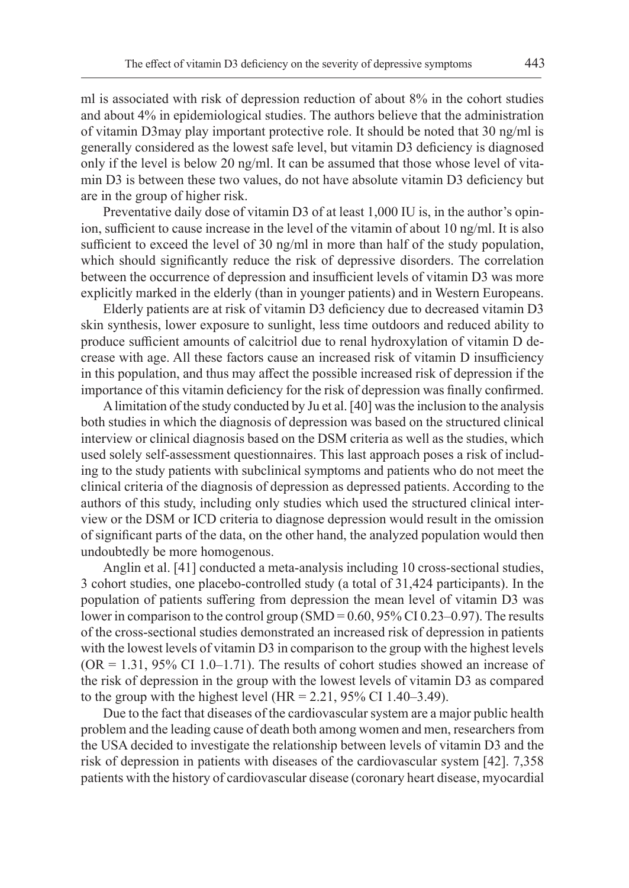ml is associated with risk of depression reduction of about 8% in the cohort studies and about 4% in epidemiological studies. The authors believe that the administration of vitamin D3may play important protective role. It should be noted that 30 ng/ml is generally considered as the lowest safe level, but vitamin D3 deficiency is diagnosed only if the level is below 20 ng/ml. It can be assumed that those whose level of vitamin D3 is between these two values, do not have absolute vitamin D3 deficiency but are in the group of higher risk.

Preventative daily dose of vitamin D3 of at least 1,000 IU is, in the author's opinion, sufficient to cause increase in the level of the vitamin of about 10 ng/ml. It is also sufficient to exceed the level of 30 ng/ml in more than half of the study population, which should significantly reduce the risk of depressive disorders. The correlation between the occurrence of depression and insufficient levels of vitamin D3 was more explicitly marked in the elderly (than in younger patients) and in Western Europeans.

Elderly patients are at risk of vitamin D3 deficiency due to decreased vitamin D3 skin synthesis, lower exposure to sunlight, less time outdoors and reduced ability to produce sufficient amounts of calcitriol due to renal hydroxylation of vitamin D decrease with age. All these factors cause an increased risk of vitamin D insufficiency in this population, and thus may affect the possible increased risk of depression if the importance of this vitamin deficiency for the risk of depression was finally confirmed.

A limitation of the study conducted by Ju et al. [40] was the inclusion to the analysis both studies in which the diagnosis of depression was based on the structured clinical interview or clinical diagnosis based on the DSM criteria as well as the studies, which used solely self-assessment questionnaires. This last approach poses a risk of including to the study patients with subclinical symptoms and patients who do not meet the clinical criteria of the diagnosis of depression as depressed patients. According to the authors of this study, including only studies which used the structured clinical interview or the DSM or ICD criteria to diagnose depression would result in the omission of significant parts of the data, on the other hand, the analyzed population would then undoubtedly be more homogenous.

Anglin et al. [41] conducted a meta-analysis including 10 cross-sectional studies, 3 cohort studies, one placebo-controlled study (a total of 31,424 participants). In the population of patients suffering from depression the mean level of vitamin D3 was lower in comparison to the control group (SMD = 0.60, 95% CI 0.23–0.97). The results of the cross-sectional studies demonstrated an increased risk of depression in patients with the lowest levels of vitamin D3 in comparison to the group with the highest levels (OR = 1.31, 95% CI 1.0–1.71). The results of cohort studies showed an increase of the risk of depression in the group with the lowest levels of vitamin D3 as compared to the group with the highest level (HR = 2.21, 95% CI 1.40–3.49).

Due to the fact that diseases of the cardiovascular system are a major public health problem and the leading cause of death both among women and men, researchers from the USA decided to investigate the relationship between levels of vitamin D3 and the risk of depression in patients with diseases of the cardiovascular system [42]. 7,358 patients with the history of cardiovascular disease (coronary heart disease, myocardial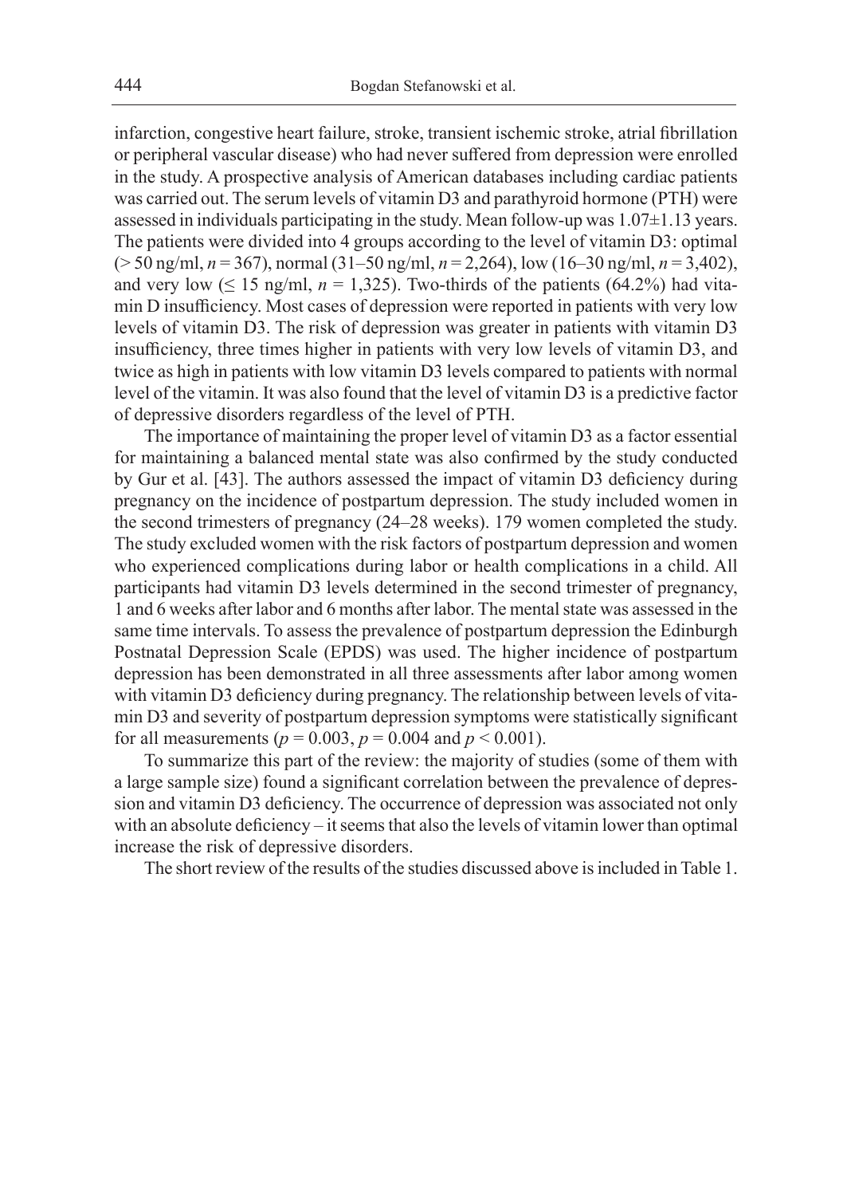infarction, congestive heart failure, stroke, transient ischemic stroke, atrial fibrillation or peripheral vascular disease) who had never suffered from depression were enrolled in the study. A prospective analysis of American databases including cardiac patients was carried out. The serum levels of vitamin D3 and parathyroid hormone (PTH) were assessed in individuals participating in the study. Mean follow-up was 1.07±1.13 years. The patients were divided into 4 groups according to the level of vitamin D3: optimal (> 50 ng/ml, $n = 367$), normal (31–50 ng/ml, $n = 2{,}264$), low (16–30 ng/ml, $n = 3{,}402$), and very low (≤ 15 ng/ml, $n = 1{,}325$). Two-thirds of the patients (64.2%) had vitamin D insufficiency. Most cases of depression were reported in patients with very low levels of vitamin D3. The risk of depression was greater in patients with vitamin D3 insufficiency, three times higher in patients with very low levels of vitamin D3, and twice as high in patients with low vitamin D3 levels compared to patients with normal level of the vitamin. It was also found that the level of vitamin D3 is a predictive factor of depressive disorders regardless of the level of PTH.

The importance of maintaining the proper level of vitamin D3 as a factor essential for maintaining a balanced mental state was also confirmed by the study conducted by Gur et al. [43]. The authors assessed the impact of vitamin D3 deficiency during pregnancy on the incidence of postpartum depression. The study included women in the second trimesters of pregnancy (24–28 weeks). 179 women completed the study. The study excluded women with the risk factors of postpartum depression and women who experienced complications during labor or health complications in a child. All participants had vitamin D3 levels determined in the second trimester of pregnancy, 1 and 6 weeks after labor and 6 months after labor. The mental state was assessed in the same time intervals. To assess the prevalence of postpartum depression the Edinburgh Postnatal Depression Scale (EPDS) was used. The higher incidence of postpartum depression has been demonstrated in all three assessments after labor among women with vitamin D3 deficiency during pregnancy. The relationship between levels of vitamin D3 and severity of postpartum depression symptoms were statistically significant for all measurements ($p = 0.003$, $p = 0.004$ and $p < 0.001$).

To summarize this part of the review: the majority of studies (some of them with a large sample size) found a significant correlation between the prevalence of depression and vitamin D3 deficiency. The occurrence of depression was associated not only with an absolute deficiency – it seems that also the levels of vitamin lower than optimal increase the risk of depressive disorders.

The short review of the results of the studies discussed above is included in Table 1.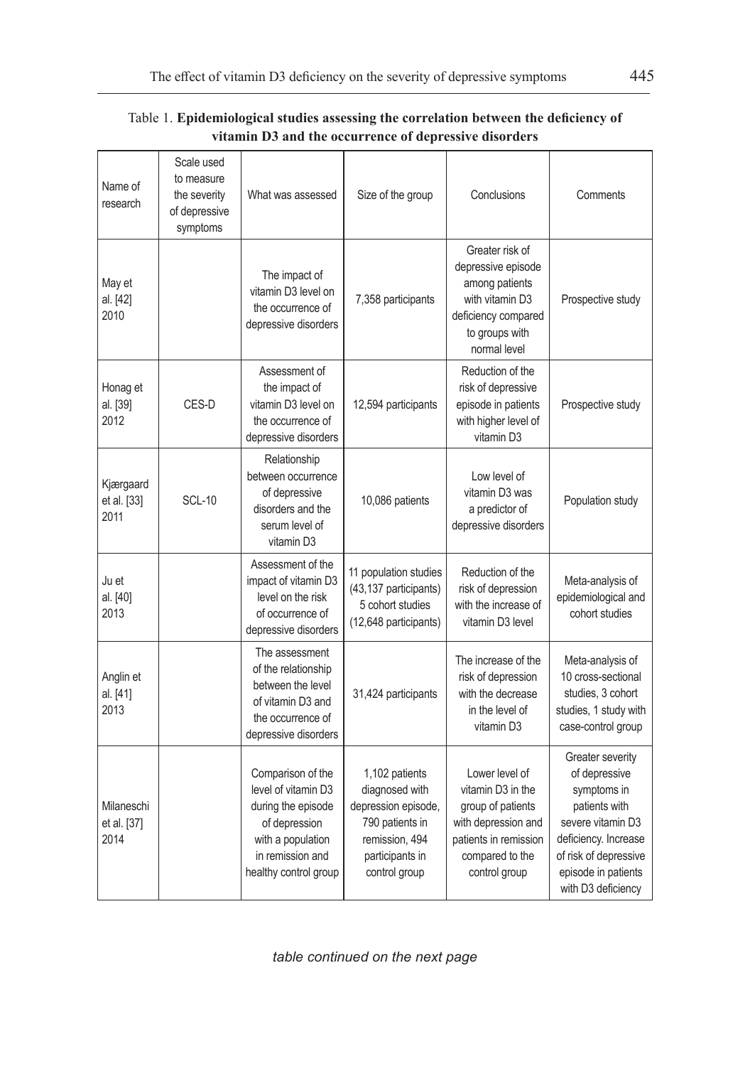Table 1. **Epidemiological studies assessing the correlation between the deficiency of vitamin D3 and the occurrence of depressive disorders**

| Name of research | Scale used to measure the severity of depressive symptoms | What was assessed | Size of the group | Conclusions | Comments |
|---|---|---|---|---|---|
| May et al. [42] 2010 | | The impact of vitamin D3 level on the occurrence of depressive disorders | 7,358 participants | Greater risk of depressive episode among patients with vitamin D3 deficiency compared to groups with normal level | Prospective study |
| Honag et al. [39] 2012 | CES-D | Assessment of the impact of vitamin D3 level on the occurrence of depressive disorders | 12,594 participants | Reduction of the risk of depressive episode in patients with higher level of vitamin D3 | Prospective study |
| Kjærgaard et al. [33] 2011 | SCL-10 | Relationship between occurrence of depressive disorders and the serum level of vitamin D3 | 10,086 patients | Low level of vitamin D3 was a predictor of depressive disorders | Population study |
| Ju et al. [40] 2013 | | Assessment of the impact of vitamin D3 level on the risk of occurrence of depressive disorders | 11 population studies (43,137 participants) 5 cohort studies (12,648 participants) | Reduction of the risk of depression with the increase of vitamin D3 level | Meta-analysis of epidemiological and cohort studies |
| Anglin et al. [41] 2013 | | The assessment of the relationship between the level of vitamin D3 and the occurrence of depressive disorders | 31,424 participants | The increase of the risk of depression with the decrease in the level of vitamin D3 | Meta-analysis of 10 cross-sectional studies, 3 cohort studies, 1 study with case-control group |
| Milaneschi et al. [37] 2014 | | Comparison of the level of vitamin D3 during the episode of depression with a population in remission and healthy control group | 1,102 patients diagnosed with depression episode, 790 patients in remission, 494 participants in control group | Lower level of vitamin D3 in the group of patients with depression and patients in remission compared to the control group | Greater severity of depressive symptoms in patients with severe vitamin D3 deficiency. Increase of risk of depressive episode in patients with D3 deficiency |

*table continued on the next page*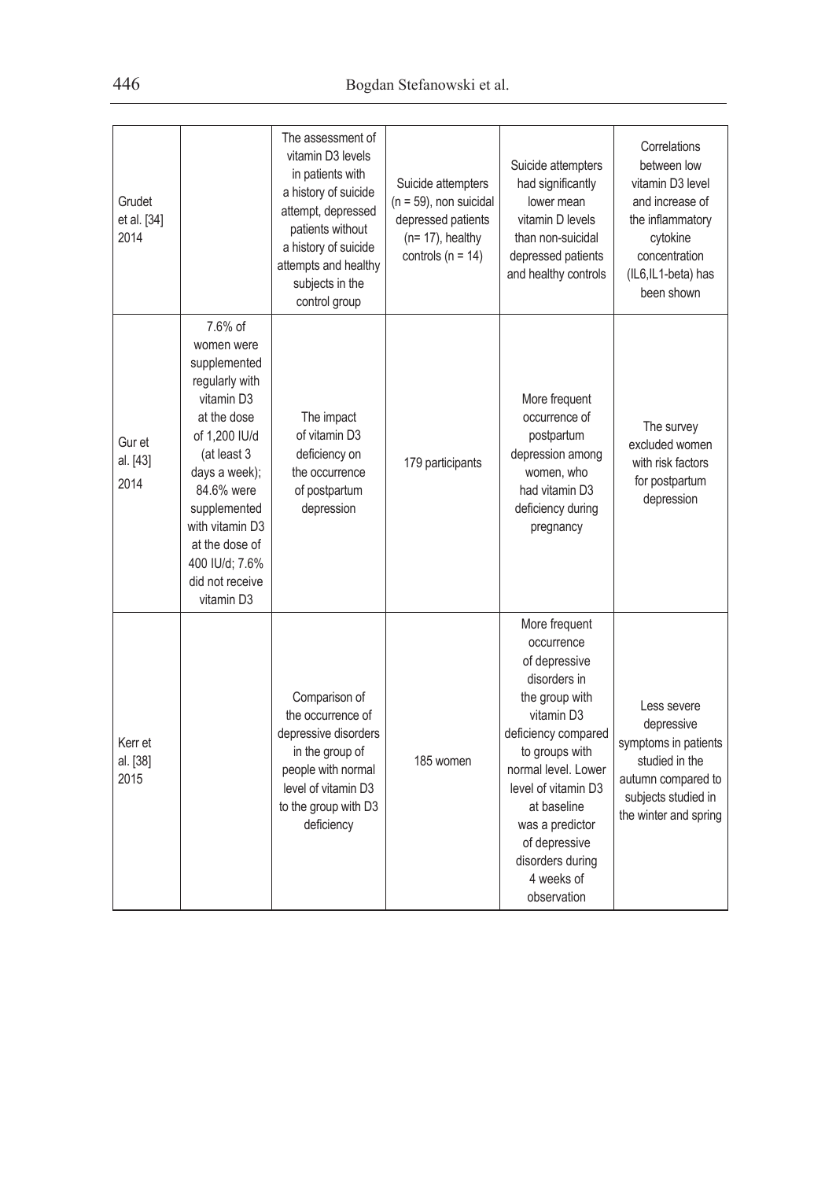| | | | | | |
|---|---|---|---|---|---|
| Grudet et al. [34] 2014 | | The assessment of vitamin D3 levels in patients with a history of suicide attempt, depressed patients without a history of suicide attempts and healthy subjects in the control group | Suicide attempters (n = 59), non suicidal depressed patients (n= 17), healthy controls (n = 14) | Suicide attempters had significantly lower mean vitamin D levels than non-suicidal depressed patients and healthy controls | Correlations between low vitamin D3 level and increase of the inflammatory cytokine concentration (IL6,IL1-beta) has been shown |
| Gur et al. [43] 2014 | 7.6% of women were supplemented regularly with vitamin D3 at the dose of 1,200 IU/d (at least 3 days a week); 84.6% were supplemented with vitamin D3 at the dose of 400 IU/d; 7.6% did not receive vitamin D3 | The impact of vitamin D3 deficiency on the occurrence of postpartum depression | 179 participants | More frequent occurrence of postpartum depression among women, who had vitamin D3 deficiency during pregnancy | The survey excluded women with risk factors for postpartum depression |
| Kerr et al. [38] 2015 | | Comparison of the occurrence of depressive disorders in the group of people with normal level of vitamin D3 to the group with D3 deficiency | 185 women | More frequent occurrence of depressive disorders in the group with vitamin D3 deficiency compared to groups with normal level. Lower level of vitamin D3 at baseline was a predictor of depressive disorders during 4 weeks of observation | Less severe depressive symptoms in patients studied in the autumn compared to subjects studied in the winter and spring |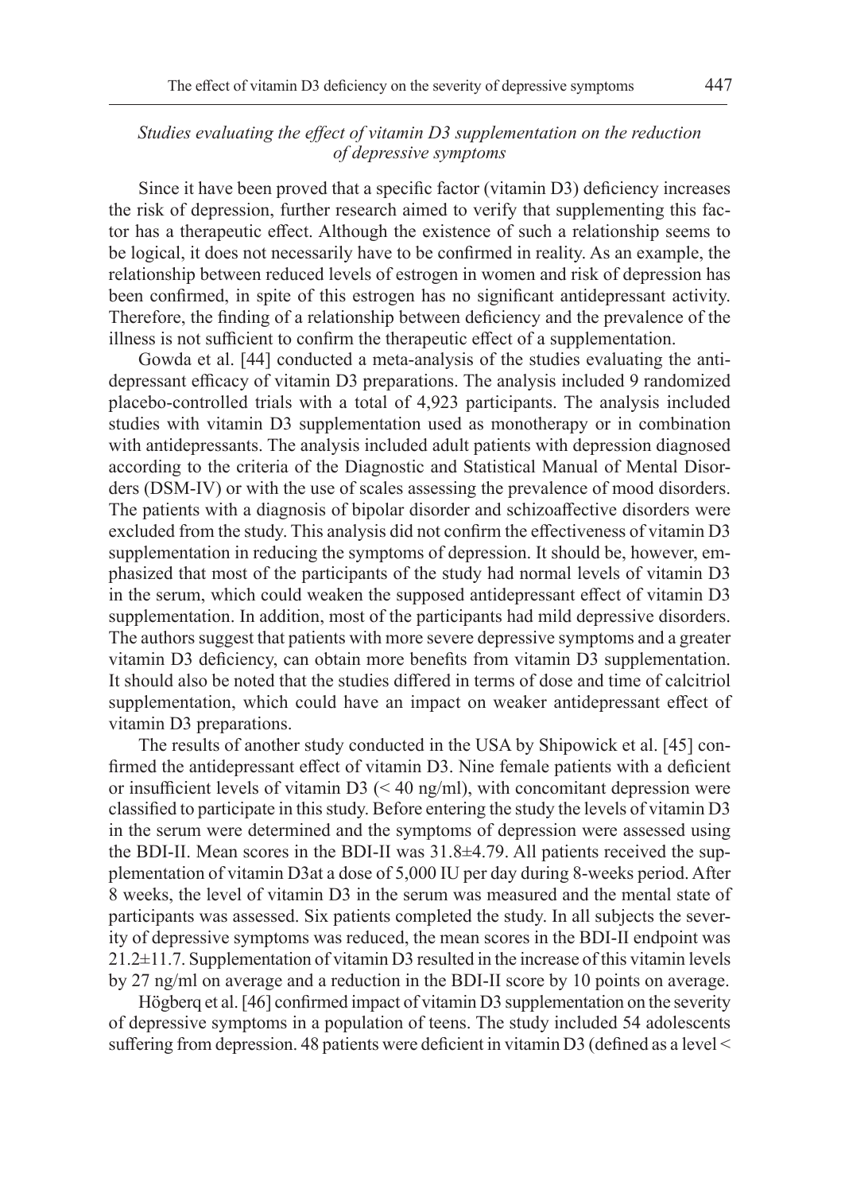### *Studies evaluating the effect of vitamin D3 supplementation on the reduction of depressive symptoms*

Since it have been proved that a specific factor (vitamin D3) deficiency increases the risk of depression, further research aimed to verify that supplementing this factor has a therapeutic effect. Although the existence of such a relationship seems to be logical, it does not necessarily have to be confirmed in reality. As an example, the relationship between reduced levels of estrogen in women and risk of depression has been confirmed, in spite of this estrogen has no significant antidepressant activity. Therefore, the finding of a relationship between deficiency and the prevalence of the illness is not sufficient to confirm the therapeutic effect of a supplementation.

Gowda et al. [44] conducted a meta-analysis of the studies evaluating the antidepressant efficacy of vitamin D3 preparations. The analysis included 9 randomized placebo-controlled trials with a total of 4,923 participants. The analysis included studies with vitamin D3 supplementation used as monotherapy or in combination with antidepressants. The analysis included adult patients with depression diagnosed according to the criteria of the Diagnostic and Statistical Manual of Mental Disorders (DSM-IV) or with the use of scales assessing the prevalence of mood disorders. The patients with a diagnosis of bipolar disorder and schizoaffective disorders were excluded from the study. This analysis did not confirm the effectiveness of vitamin D3 supplementation in reducing the symptoms of depression. It should be, however, emphasized that most of the participants of the study had normal levels of vitamin D3 in the serum, which could weaken the supposed antidepressant effect of vitamin D3 supplementation. In addition, most of the participants had mild depressive disorders. The authors suggest that patients with more severe depressive symptoms and a greater vitamin D3 deficiency, can obtain more benefits from vitamin D3 supplementation. It should also be noted that the studies differed in terms of dose and time of calcitriol supplementation, which could have an impact on weaker antidepressant effect of vitamin D3 preparations.

The results of another study conducted in the USA by Shipowick et al. [45] confirmed the antidepressant effect of vitamin D3. Nine female patients with a deficient or insufficient levels of vitamin D3 (< 40 ng/ml), with concomitant depression were classified to participate in this study. Before entering the study the levels of vitamin D3 in the serum were determined and the symptoms of depression were assessed using the BDI-II. Mean scores in the BDI-II was 31.8±4.79. All patients received the supplementation of vitamin D3at a dose of 5,000 IU per day during 8-weeks period. After 8 weeks, the level of vitamin D3 in the serum was measured and the mental state of participants was assessed. Six patients completed the study. In all subjects the severity of depressive symptoms was reduced, the mean scores in the BDI-II endpoint was 21.2±11.7. Supplementation of vitamin D3 resulted in the increase of this vitamin levels by 27 ng/ml on average and a reduction in the BDI-II score by 10 points on average.

Högberq et al. [46] confirmed impact of vitamin D3 supplementation on the severity of depressive symptoms in a population of teens. The study included 54 adolescents suffering from depression. 48 patients were deficient in vitamin D3 (defined as a level <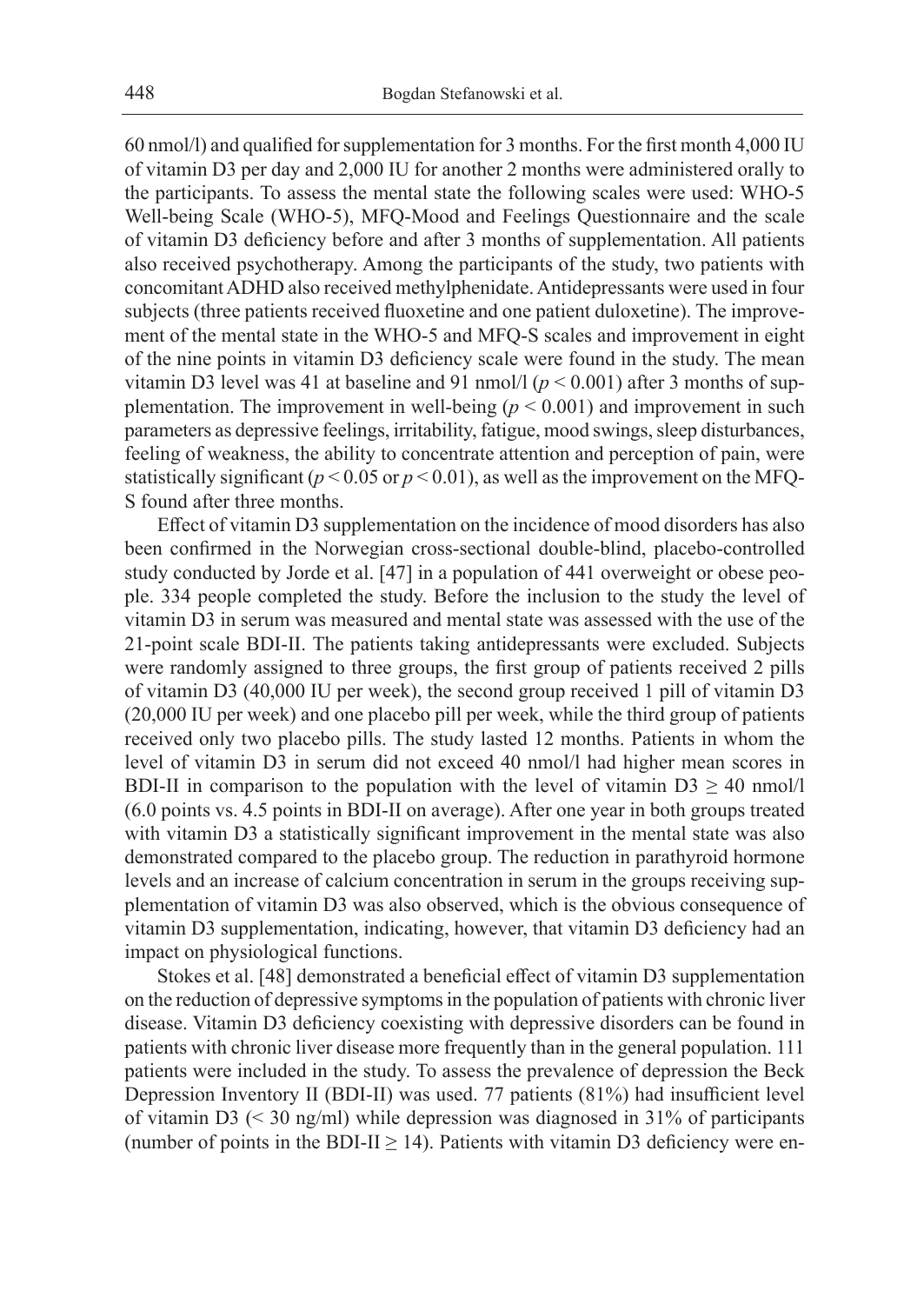60 nmol/l) and qualified for supplementation for 3 months. For the first month 4,000 IU of vitamin D3 per day and 2,000 IU for another 2 months were administered orally to the participants. To assess the mental state the following scales were used: WHO-5 Well-being Scale (WHO-5), MFQ-Mood and Feelings Questionnaire and the scale of vitamin D3 deficiency before and after 3 months of supplementation. All patients also received psychotherapy. Among the participants of the study, two patients with concomitant ADHD also received methylphenidate. Antidepressants were used in four subjects (three patients received fluoxetine and one patient duloxetine). The improvement of the mental state in the WHO-5 and MFQ-S scales and improvement in eight of the nine points in vitamin D3 deficiency scale were found in the study. The mean vitamin D3 level was 41 at baseline and 91 nmol/l ($p < 0.001$) after 3 months of supplementation. The improvement in well-being ($p < 0.001$) and improvement in such parameters as depressive feelings, irritability, fatigue, mood swings, sleep disturbances, feeling of weakness, the ability to concentrate attention and perception of pain, were statistically significant ($p < 0.05$ or $p < 0.01$), as well as the improvement on the MFQ-S found after three months.

Effect of vitamin D3 supplementation on the incidence of mood disorders has also been confirmed in the Norwegian cross-sectional double-blind, placebo-controlled study conducted by Jorde et al. [47] in a population of 441 overweight or obese people. 334 people completed the study. Before the inclusion to the study the level of vitamin D3 in serum was measured and mental state was assessed with the use of the 21-point scale BDI-II. The patients taking antidepressants were excluded. Subjects were randomly assigned to three groups, the first group of patients received 2 pills of vitamin D3 (40,000 IU per week), the second group received 1 pill of vitamin D3 (20,000 IU per week) and one placebo pill per week, while the third group of patients received only two placebo pills. The study lasted 12 months. Patients in whom the level of vitamin D3 in serum did not exceed 40 nmol/l had higher mean scores in BDI-II in comparison to the population with the level of vitamin D3 $\geq$ 40 nmol/l (6.0 points vs. 4.5 points in BDI-II on average). After one year in both groups treated with vitamin D3 a statistically significant improvement in the mental state was also demonstrated compared to the placebo group. The reduction in parathyroid hormone levels and an increase of calcium concentration in serum in the groups receiving supplementation of vitamin D3 was also observed, which is the obvious consequence of vitamin D3 supplementation, indicating, however, that vitamin D3 deficiency had an impact on physiological functions.

Stokes et al. [48] demonstrated a beneficial effect of vitamin D3 supplementation on the reduction of depressive symptoms in the population of patients with chronic liver disease. Vitamin D3 deficiency coexisting with depressive disorders can be found in patients with chronic liver disease more frequently than in the general population. 111 patients were included in the study. To assess the prevalence of depression the Beck Depression Inventory II (BDI-II) was used. 77 patients (81%) had insufficient level of vitamin D3 (< 30 ng/ml) while depression was diagnosed in 31% of participants (number of points in the BDI-II $\geq$ 14). Patients with vitamin D3 deficiency were en-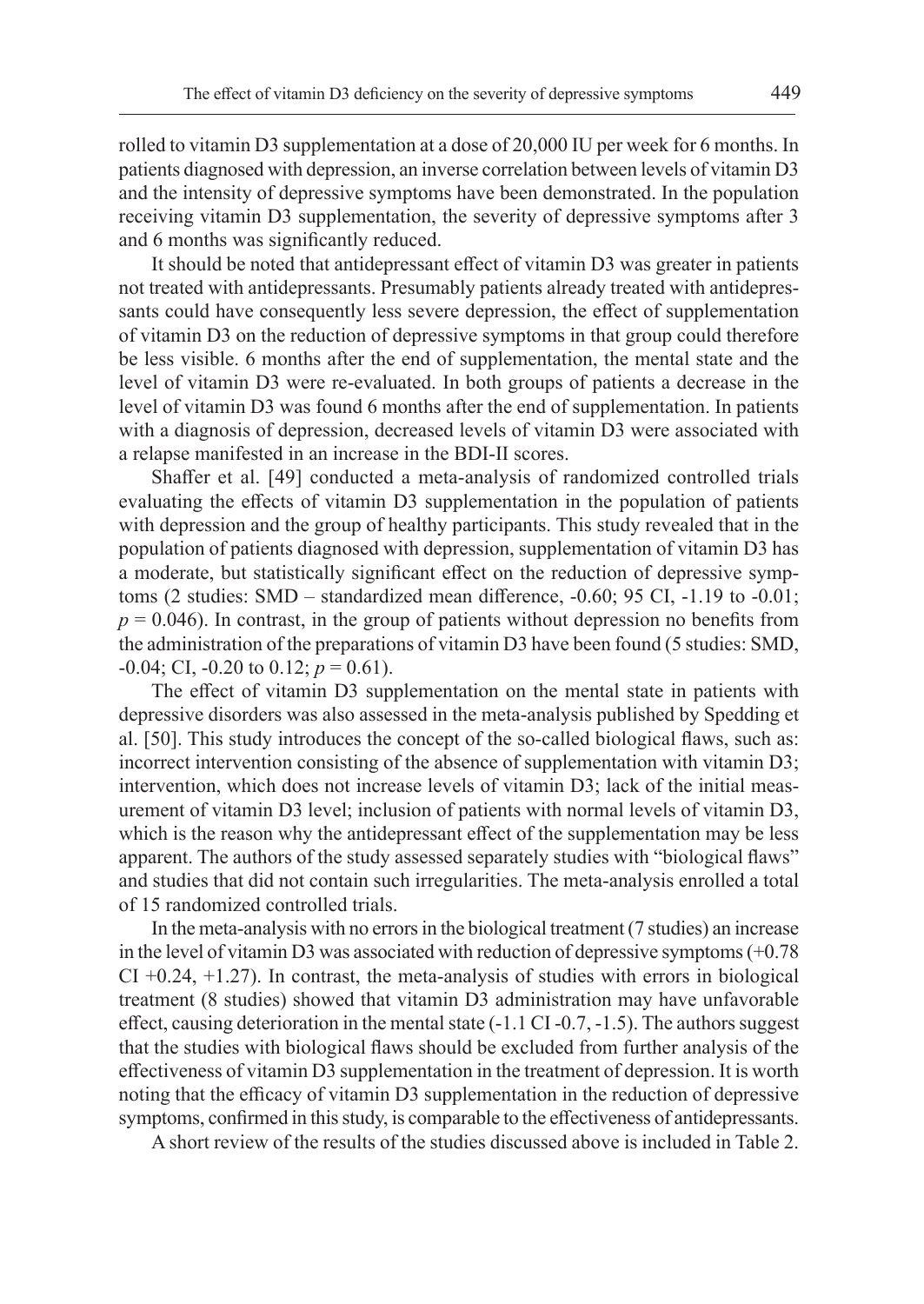rolled to vitamin D3 supplementation at a dose of 20,000 IU per week for 6 months. In patients diagnosed with depression, an inverse correlation between levels of vitamin D3 and the intensity of depressive symptoms have been demonstrated. In the population receiving vitamin D3 supplementation, the severity of depressive symptoms after 3 and 6 months was significantly reduced.

It should be noted that antidepressant effect of vitamin D3 was greater in patients not treated with antidepressants. Presumably patients already treated with antidepressants could have consequently less severe depression, the effect of supplementation of vitamin D3 on the reduction of depressive symptoms in that group could therefore be less visible. 6 months after the end of supplementation, the mental state and the level of vitamin D3 were re-evaluated. In both groups of patients a decrease in the level of vitamin D3 was found 6 months after the end of supplementation. In patients with a diagnosis of depression, decreased levels of vitamin D3 were associated with a relapse manifested in an increase in the BDI-II scores.

Shaffer et al. [49] conducted a meta-analysis of randomized controlled trials evaluating the effects of vitamin D3 supplementation in the population of patients with depression and the group of healthy participants. This study revealed that in the population of patients diagnosed with depression, supplementation of vitamin D3 has a moderate, but statistically significant effect on the reduction of depressive symptoms (2 studies: SMD – standardized mean difference, -0.60; 95 CI, -1.19 to -0.01; $p = 0.046$). In contrast, in the group of patients without depression no benefits from the administration of the preparations of vitamin D3 have been found (5 studies: SMD, -0.04; CI, -0.20 to 0.12; $p = 0.61$).

The effect of vitamin D3 supplementation on the mental state in patients with depressive disorders was also assessed in the meta-analysis published by Spedding et al. [50]. This study introduces the concept of the so-called biological flaws, such as: incorrect intervention consisting of the absence of supplementation with vitamin D3; intervention, which does not increase levels of vitamin D3; lack of the initial measurement of vitamin D3 level; inclusion of patients with normal levels of vitamin D3, which is the reason why the antidepressant effect of the supplementation may be less apparent. The authors of the study assessed separately studies with "biological flaws" and studies that did not contain such irregularities. The meta-analysis enrolled a total of 15 randomized controlled trials.

In the meta-analysis with no errors in the biological treatment (7 studies) an increase in the level of vitamin D3 was associated with reduction of depressive symptoms (+0.78 CI +0.24, +1.27). In contrast, the meta-analysis of studies with errors in biological treatment (8 studies) showed that vitamin D3 administration may have unfavorable effect, causing deterioration in the mental state (-1.1 CI -0.7, -1.5). The authors suggest that the studies with biological flaws should be excluded from further analysis of the effectiveness of vitamin D3 supplementation in the treatment of depression. It is worth noting that the efficacy of vitamin D3 supplementation in the reduction of depressive symptoms, confirmed in this study, is comparable to the effectiveness of antidepressants.

A short review of the results of the studies discussed above is included in Table 2.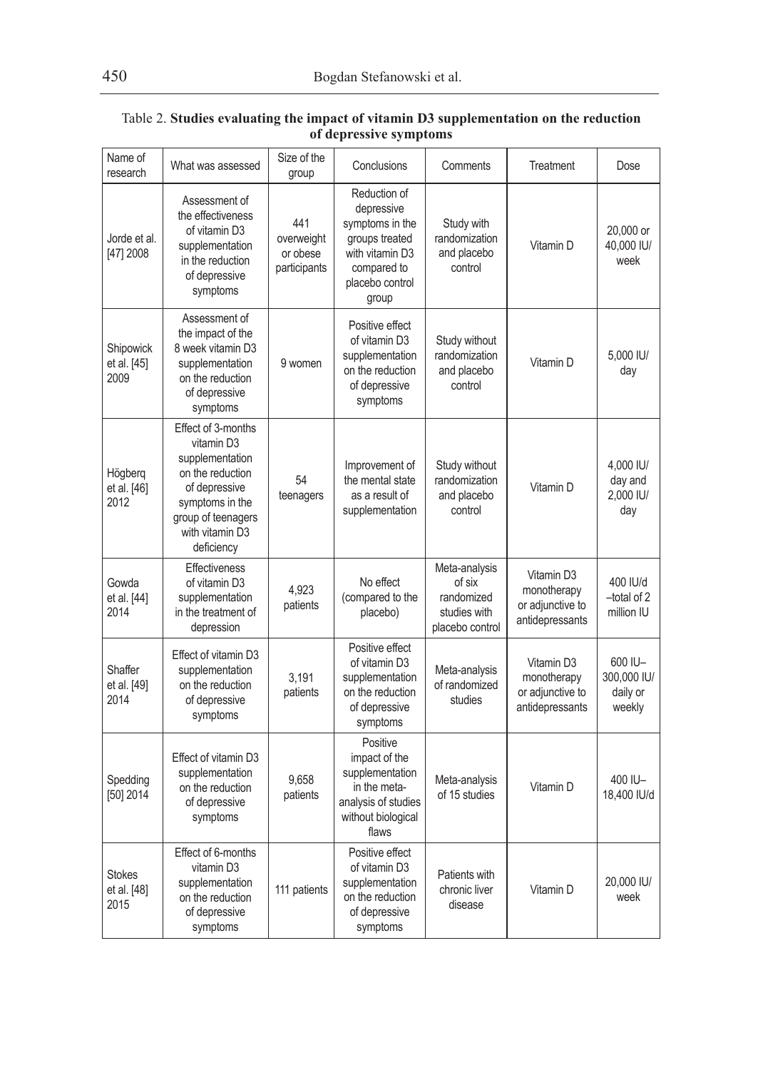Table 2. **Studies evaluating the impact of vitamin D3 supplementation on the reduction of depressive symptoms**

| Name of research | What was assessed | Size of the group | Conclusions | Comments | Treatment | Dose |
|---|---|---|---|---|---|---|
| Jorde et al. [47] 2008 | Assessment of the effectiveness of vitamin D3 supplementation in the reduction of depressive symptoms | 441 overweight or obese participants | Reduction of depressive symptoms in the groups treated with vitamin D3 compared to placebo control group | Study with randomization and placebo control | Vitamin D | 20,000 or 40,000 IU/ week |
| Shipowick et al. [45] 2009 | Assessment of the impact of the 8 week vitamin D3 supplementation on the reduction of depressive symptoms | 9 women | Positive effect of vitamin D3 supplementation on the reduction of depressive symptoms | Study without randomization and placebo control | Vitamin D | 5,000 IU/ day |
| Högberq et al. [46] 2012 | Effect of 3-months vitamin D3 supplementation on the reduction of depressive symptoms in the group of teenagers with vitamin D3 deficiency | 54 teenagers | Improvement of the mental state as a result of supplementation | Study without randomization and placebo control | Vitamin D | 4,000 IU/ day and 2,000 IU/ day |
| Gowda et al. [44] 2014 | Effectiveness of vitamin D3 supplementation in the treatment of depression | 4,923 patients | No effect (compared to the placebo) | Meta-analysis of six randomized studies with placebo control | Vitamin D3 monotherapy or adjunctive to antidepressants | 400 IU/d –total of 2 million IU |
| Shaffer et al. [49] 2014 | Effect of vitamin D3 supplementation on the reduction of depressive symptoms | 3,191 patients | Positive effect of vitamin D3 supplementation on the reduction of depressive symptoms | Meta-analysis of randomized studies | Vitamin D3 monotherapy or adjunctive to antidepressants | 600 IU– 300,000 IU/ daily or weekly |
| Spedding [50] 2014 | Effect of vitamin D3 supplementation on the reduction of depressive symptoms | 9,658 patients | Positive impact of the supplementation in the meta-analysis of studies without biological flaws | Meta-analysis of 15 studies | Vitamin D | 400 IU– 18,400 IU/d |
| Stokes et al. [48] 2015 | Effect of 6-months vitamin D3 supplementation on the reduction of depressive symptoms | 111 patients | Positive effect of vitamin D3 supplementation on the reduction of depressive symptoms | Patients with chronic liver disease | Vitamin D | 20,000 IU/ week |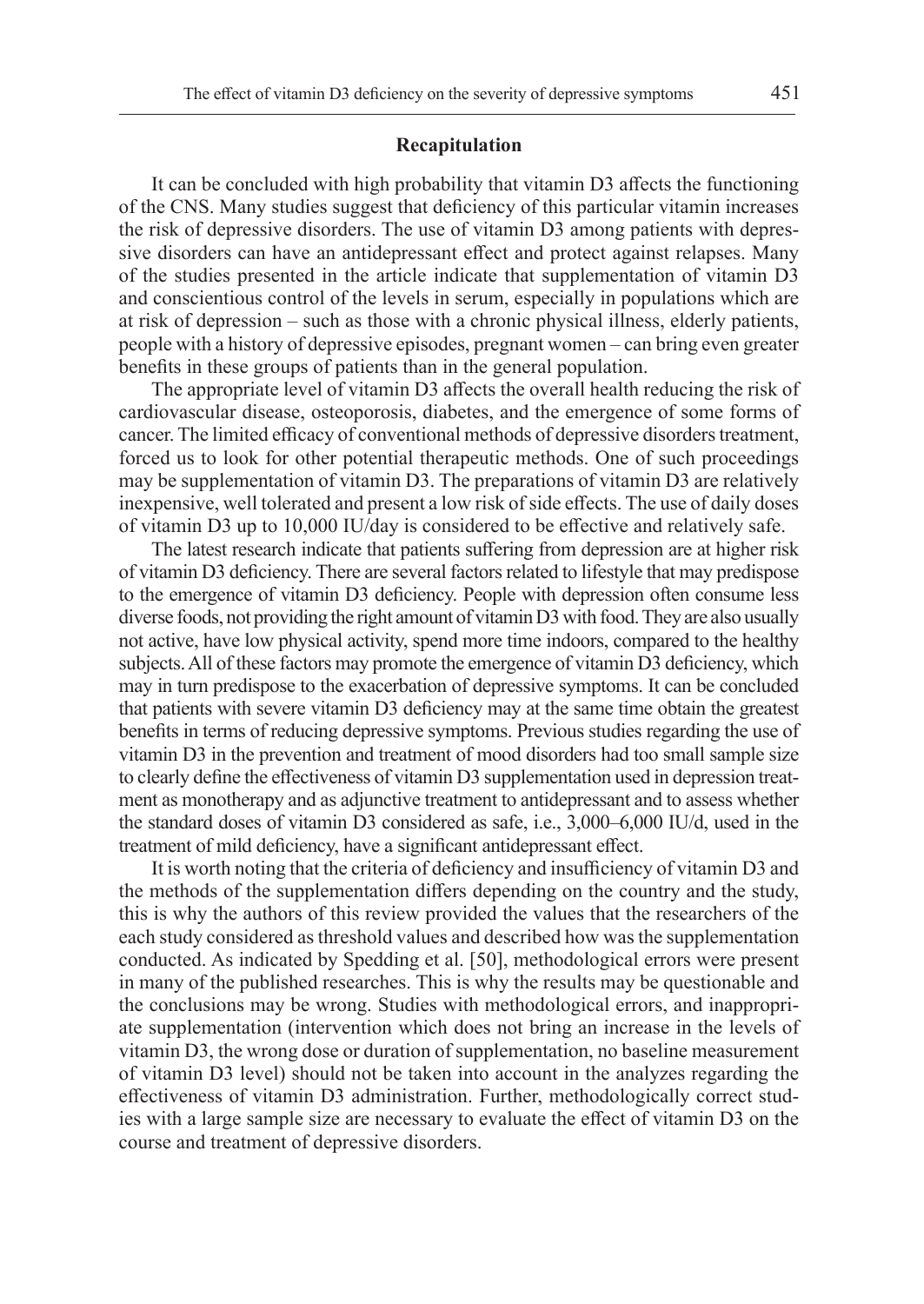## Recapitulation

It can be concluded with high probability that vitamin D3 affects the functioning of the CNS. Many studies suggest that deficiency of this particular vitamin increases the risk of depressive disorders. The use of vitamin D3 among patients with depressive disorders can have an antidepressant effect and protect against relapses. Many of the studies presented in the article indicate that supplementation of vitamin D3 and conscientious control of the levels in serum, especially in populations which are at risk of depression – such as those with a chronic physical illness, elderly patients, people with a history of depressive episodes, pregnant women – can bring even greater benefits in these groups of patients than in the general population.

The appropriate level of vitamin D3 affects the overall health reducing the risk of cardiovascular disease, osteoporosis, diabetes, and the emergence of some forms of cancer. The limited efficacy of conventional methods of depressive disorders treatment, forced us to look for other potential therapeutic methods. One of such proceedings may be supplementation of vitamin D3. The preparations of vitamin D3 are relatively inexpensive, well tolerated and present a low risk of side effects. The use of daily doses of vitamin D3 up to 10,000 IU/day is considered to be effective and relatively safe.

The latest research indicate that patients suffering from depression are at higher risk of vitamin D3 deficiency. There are several factors related to lifestyle that may predispose to the emergence of vitamin D3 deficiency. People with depression often consume less diverse foods, not providing the right amount of vitamin D3 with food. They are also usually not active, have low physical activity, spend more time indoors, compared to the healthy subjects. All of these factors may promote the emergence of vitamin D3 deficiency, which may in turn predispose to the exacerbation of depressive symptoms. It can be concluded that patients with severe vitamin D3 deficiency may at the same time obtain the greatest benefits in terms of reducing depressive symptoms. Previous studies regarding the use of vitamin D3 in the prevention and treatment of mood disorders had too small sample size to clearly define the effectiveness of vitamin D3 supplementation used in depression treatment as monotherapy and as adjunctive treatment to antidepressant and to assess whether the standard doses of vitamin D3 considered as safe, i.e., 3,000–6,000 IU/d, used in the treatment of mild deficiency, have a significant antidepressant effect.

It is worth noting that the criteria of deficiency and insufficiency of vitamin D3 and the methods of the supplementation differs depending on the country and the study, this is why the authors of this review provided the values that the researchers of the each study considered as threshold values and described how was the supplementation conducted. As indicated by Spedding et al. [50], methodological errors were present in many of the published researches. This is why the results may be questionable and the conclusions may be wrong. Studies with methodological errors, and inappropriate supplementation (intervention which does not bring an increase in the levels of vitamin D3, the wrong dose or duration of supplementation, no baseline measurement of vitamin D3 level) should not be taken into account in the analyzes regarding the effectiveness of vitamin D3 administration. Further, methodologically correct studies with a large sample size are necessary to evaluate the effect of vitamin D3 on the course and treatment of depressive disorders.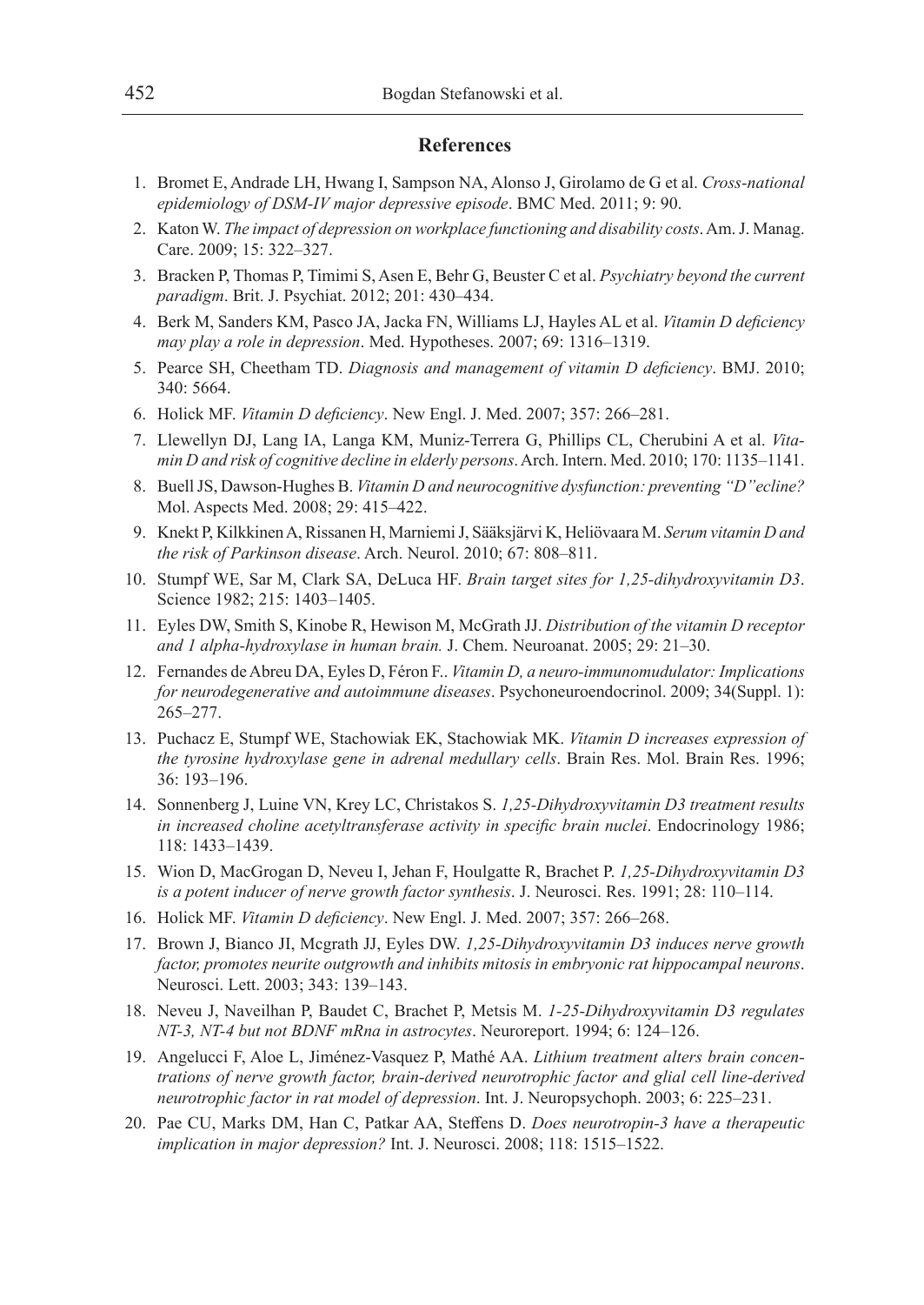## References

1. Bromet E, Andrade LH, Hwang I, Sampson NA, Alonso J, Girolamo de G et al. *Cross-national epidemiology of DSM-IV major depressive episode*. BMC Med. 2011; 9: 90.
2. Katon W. *The impact of depression on workplace functioning and disability costs*. Am. J. Manag. Care. 2009; 15: 322–327.
3. Bracken P, Thomas P, Timimi S, Asen E, Behr G, Beuster C et al. *Psychiatry beyond the current paradigm*. Brit. J. Psychiat. 2012; 201: 430–434.
4. Berk M, Sanders KM, Pasco JA, Jacka FN, Williams LJ, Hayles AL et al. *Vitamin D deficiency may play a role in depression*. Med. Hypotheses. 2007; 69: 1316–1319.
5. Pearce SH, Cheetham TD. *Diagnosis and management of vitamin D deficiency*. BMJ. 2010; 340: 5664.
6. Holick MF. *Vitamin D deficiency*. New Engl. J. Med. 2007; 357: 266–281.
7. Llewellyn DJ, Lang IA, Langa KM, Muniz-Terrera G, Phillips CL, Cherubini A et al. *Vitamin D and risk of cognitive decline in elderly persons*. Arch. Intern. Med. 2010; 170: 1135–1141.
8. Buell JS, Dawson-Hughes B. *Vitamin D and neurocognitive dysfunction: preventing "D"ecline?* Mol. Aspects Med. 2008; 29: 415–422.
9. Knekt P, Kilkkinen A, Rissanen H, Marniemi J, Sääksjärvi K, Heliövaara M. *Serum vitamin D and the risk of Parkinson disease*. Arch. Neurol. 2010; 67: 808–811.
10. Stumpf WE, Sar M, Clark SA, DeLuca HF. *Brain target sites for 1,25-dihydroxyvitamin D3*. Science 1982; 215: 1403–1405.
11. Eyles DW, Smith S, Kinobe R, Hewison M, McGrath JJ. *Distribution of the vitamin D receptor and 1 alpha-hydroxylase in human brain.* J. Chem. Neuroanat. 2005; 29: 21–30.
12. Fernandes de Abreu DA, Eyles D, Féron F.. *Vitamin D, a neuro-immunomudulator: Implications for neurodegenerative and autoimmune diseases*. Psychoneuroendocrinol. 2009; 34(Suppl. 1): 265–277.
13. Puchacz E, Stumpf WE, Stachowiak EK, Stachowiak MK. *Vitamin D increases expression of the tyrosine hydroxylase gene in adrenal medullary cells*. Brain Res. Mol. Brain Res. 1996; 36: 193–196.
14. Sonnenberg J, Luine VN, Krey LC, Christakos S. *1,25-Dihydroxyvitamin D3 treatment results in increased choline acetyltransferase activity in specific brain nuclei*. Endocrinology 1986; 118: 1433–1439.
15. Wion D, MacGrogan D, Neveu I, Jehan F, Houlgatte R, Brachet P. *1,25-Dihydroxyvitamin D3 is a potent inducer of nerve growth factor synthesis*. J. Neurosci. Res. 1991; 28: 110–114.
16. Holick MF. *Vitamin D deficiency*. New Engl. J. Med. 2007; 357: 266–268.
17. Brown J, Bianco JI, Mcgrath JJ, Eyles DW. *1,25-Dihydroxyvitamin D3 induces nerve growth factor, promotes neurite outgrowth and inhibits mitosis in embryonic rat hippocampal neurons*. Neurosci. Lett. 2003; 343: 139–143.
18. Neveu J, Naveilhan P, Baudet C, Brachet P, Metsis M. *1-25-Dihydroxyvitamin D3 regulates NT-3, NT-4 but not BDNF mRna in astrocytes*. Neuroreport. 1994; 6: 124–126.
19. Angelucci F, Aloe L, Jiménez-Vasquez P, Mathé AA. *Lithium treatment alters brain concentrations of nerve growth factor, brain-derived neurotrophic factor and glial cell line-derived neurotrophic factor in rat model of depression*. Int. J. Neuropsychoph. 2003; 6: 225–231.
20. Pae CU, Marks DM, Han C, Patkar AA, Steffens D. *Does neurotropin-3 have a therapeutic implication in major depression?* Int. J. Neurosci. 2008; 118: 1515–1522.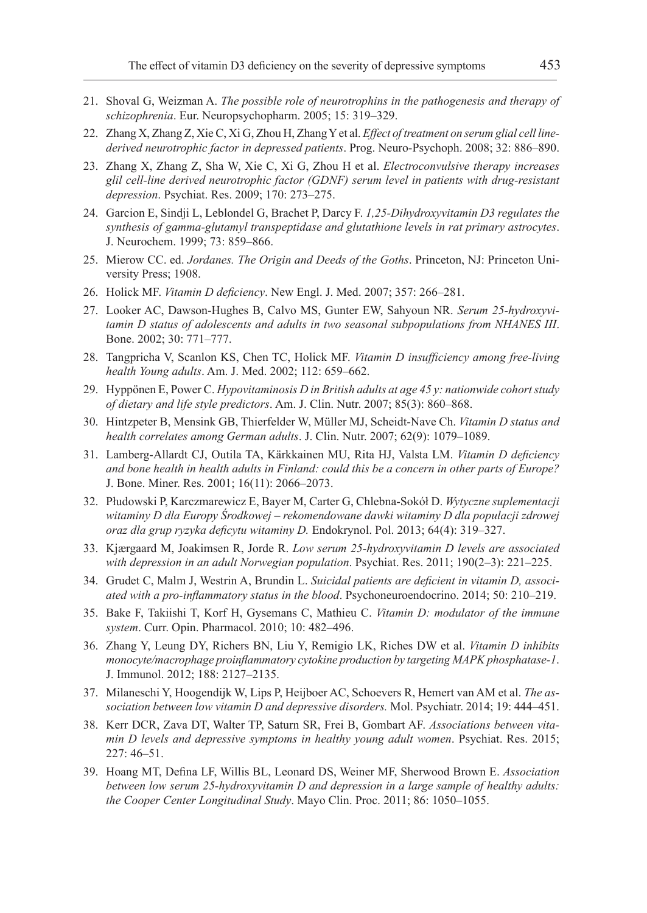21. Shoval G, Weizman A. *The possible role of neurotrophins in the pathogenesis and therapy of schizophrenia*. Eur. Neuropsychopharm. 2005; 15: 319–329.
22. Zhang X, Zhang Z, Xie C, Xi G, Zhou H, Zhang Y et al. *Effect of treatment on serum glial cell line-derived neurotrophic factor in depressed patients*. Prog. Neuro-Psychoph. 2008; 32: 886–890.
23. Zhang X, Zhang Z, Sha W, Xie C, Xi G, Zhou H et al. *Electroconvulsive therapy increases glil cell-line derived neurotrophic factor (GDNF) serum level in patients with drug-resistant depression*. Psychiat. Res. 2009; 170: 273–275.
24. Garcion E, Sindji L, Leblondel G, Brachet P, Darcy F. *1,25-Dihydroxyvitamin D3 regulates the synthesis of gamma-glutamyl transpeptidase and glutathione levels in rat primary astrocytes*. J. Neurochem. 1999; 73: 859–866.
25. Mierow CC. ed. *Jordanes. The Origin and Deeds of the Goths*. Princeton, NJ: Princeton University Press; 1908.
26. Holick MF. *Vitamin D deficiency*. New Engl. J. Med. 2007; 357: 266–281.
27. Looker AC, Dawson-Hughes B, Calvo MS, Gunter EW, Sahyoun NR. *Serum 25-hydroxyvitamin D status of adolescents and adults in two seasonal subpopulations from NHANES III*. Bone. 2002; 30: 771–777.
28. Tangpricha V, Scanlon KS, Chen TC, Holick MF. *Vitamin D insufficiency among free-living health Young adults*. Am. J. Med. 2002; 112: 659–662.
29. Hyppönen E, Power C. *Hypovitaminosis D in British adults at age 45 y: nationwide cohort study of dietary and life style predictors*. Am. J. Clin. Nutr. 2007; 85(3): 860–868.
30. Hintzpeter B, Mensink GB, Thierfelder W, Müller MJ, Scheidt-Nave Ch. *Vitamin D status and health correlates among German adults*. J. Clin. Nutr. 2007; 62(9): 1079–1089.
31. Lamberg-Allardt CJ, Outila TA, Kärkkainen MU, Rita HJ, Valsta LM. *Vitamin D deficiency and bone health in health adults in Finland: could this be a concern in other parts of Europe?* J. Bone. Miner. Res. 2001; 16(11): 2066–2073.
32. Płudowski P, Karczmarewicz E, Bayer M, Carter G, Chlebna-Sokół D. *Wytyczne suplementacji witaminy D dla Europy Środkowej – rekomendowane dawki witaminy D dla populacji zdrowej oraz dla grup ryzyka deficytu witaminy D.* Endokrynol. Pol. 2013; 64(4): 319–327.
33. Kjærgaard M, Joakimsen R, Jorde R. *Low serum 25-hydroxyvitamin D levels are associated with depression in an adult Norwegian population*. Psychiat. Res. 2011; 190(2–3): 221–225.
34. Grudet C, Malm J, Westrin A, Brundin L. *Suicidal patients are deficient in vitamin D, associated with a pro-inflammatory status in the blood*. Psychoneuroendocrino. 2014; 50: 210–219.
35. Bake F, Takiishi T, Korf H, Gysemans C, Mathieu C. *Vitamin D: modulator of the immune system*. Curr. Opin. Pharmacol. 2010; 10: 482–496.
36. Zhang Y, Leung DY, Richers BN, Liu Y, Remigio LK, Riches DW et al. *Vitamin D inhibits monocyte/macrophage proinflammatory cytokine production by targeting MAPK phosphatase-1*. J. Immunol. 2012; 188: 2127–2135.
37. Milaneschi Y, Hoogendijk W, Lips P, Heijboer AC, Schoevers R, Hemert van AM et al. *The association between low vitamin D and depressive disorders.* Mol. Psychiatr. 2014; 19: 444–451.
38. Kerr DCR, Zava DT, Walter TP, Saturn SR, Frei B, Gombart AF. *Associations between vitamin D levels and depressive symptoms in healthy young adult women*. Psychiat. Res. 2015; 227: 46–51.
39. Hoang MT, Defina LF, Willis BL, Leonard DS, Weiner MF, Sherwood Brown E. *Association between low serum 25-hydroxyvitamin D and depression in a large sample of healthy adults: the Cooper Center Longitudinal Study*. Mayo Clin. Proc. 2011; 86: 1050–1055.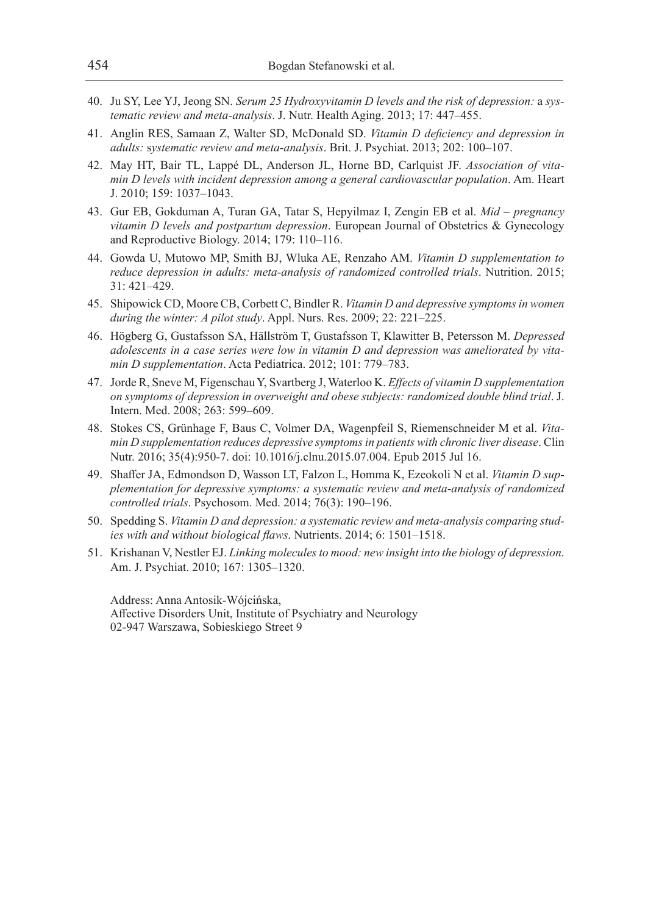40. Ju SY, Lee YJ, Jeong SN. *Serum 25 Hydroxyvitamin D levels and the risk of depression:* a *systematic review and meta-analysis*. J. Nutr. Health Aging. 2013; 17: 447–455.
41. Anglin RES, Samaan Z, Walter SD, McDonald SD. *Vitamin D deficiency and depression in adults:* s*ystematic review and meta-analysis*. Brit. J. Psychiat. 2013; 202: 100–107.
42. May HT, Bair TL, Lappé DL, Anderson JL, Horne BD, Carlquist JF. *Association of vitamin D levels with incident depression among a general cardiovascular population*. Am. Heart J. 2010; 159: 1037–1043.
43. Gur EB, Gokduman A, Turan GA, Tatar S, Hepyilmaz I, Zengin EB et al. *Mid – pregnancy vitamin D levels and postpartum depression*. European Journal of Obstetrics & Gynecology and Reproductive Biology. 2014; 179: 110–116.
44. Gowda U, Mutowo MP, Smith BJ, Wluka AE, Renzaho AM. *Vitamin D supplementation to reduce depression in adults: meta-analysis of randomized controlled trials*. Nutrition. 2015; 31: 421–429.
45. Shipowick CD, Moore CB, Corbett C, Bindler R. *Vitamin D and depressive symptoms in women during the winter: A pilot study*. Appl. Nurs. Res. 2009; 22: 221–225.
46. Högberg G, Gustafsson SA, Hällström T, Gustafsson T, Klawitter B, Petersson M. *Depressed adolescents in a case series were low in vitamin D and depression was ameliorated by vitamin D supplementation*. Acta Pediatrica. 2012; 101: 779–783.
47. Jorde R, Sneve M, Figenschau Y, Svartberg J, Waterloo K. *Effects of vitamin D supplementation on symptoms of depression in overweight and obese subjects: randomized double blind trial*. J. Intern. Med. 2008; 263: 599–609.
48. Stokes CS, Grünhage F, Baus C, Volmer DA, Wagenpfeil S, Riemenschneider M et al. *Vitamin D supplementation reduces depressive symptoms in patients with chronic liver disease*. Clin Nutr. 2016; 35(4):950-7. doi: 10.1016/j.clnu.2015.07.004. Epub 2015 Jul 16.
49. Shaffer JA, Edmondson D, Wasson LT, Falzon L, Homma K, Ezeokoli N et al. *Vitamin D supplementation for depressive symptoms: a systematic review and meta-analysis of randomized controlled trials*. Psychosom. Med. 2014; 76(3): 190–196.
50. Spedding S. *Vitamin D and depression: a systematic review and meta-analysis comparing studies with and without biological flaws*. Nutrients. 2014; 6: 1501–1518.
51. Krishanan V, Nestler EJ. *Linking molecules to mood: new insight into the biology of depression*. Am. J. Psychiat. 2010; 167: 1305–1320.

Address: Anna Antosik-Wójcińska,
Affective Disorders Unit, Institute of Psychiatry and Neurology
02-947 Warszawa, Sobieskiego Street 9